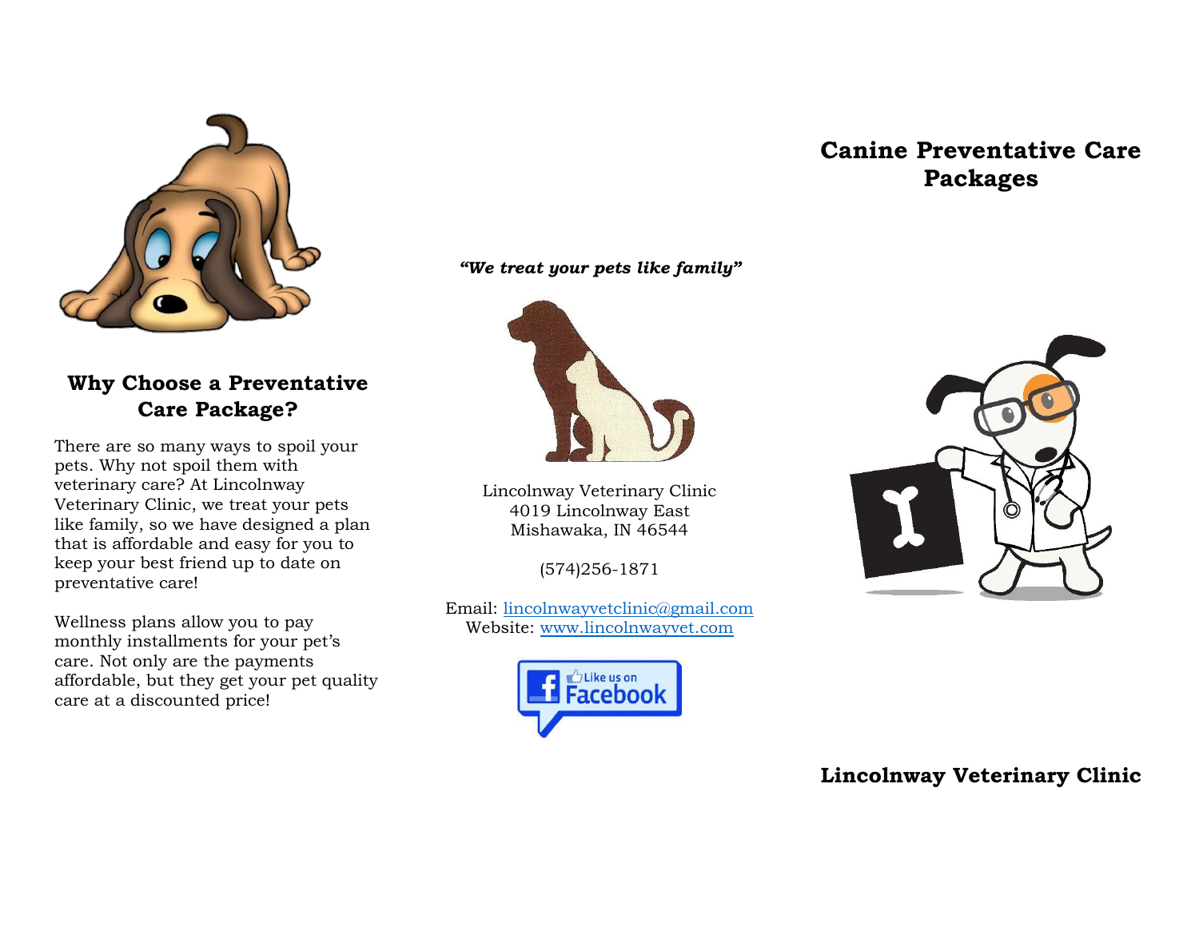## Why Choose a Preventative Care Package?

There are so many ways to spoil your pets. Why not spoil them with veterinary care? At Lincolnway Veterinary Clinic, we treat your pets like family, so we have designed a plan that is affordable and easy for you to keep your best friend up to date on preventative care!

Wellness plans allow you to pay monthly installments for your pet's care. Not only are the payments affordable, but they get your pet quality care at a discounted price!

***"We treat your pets like family"***

Lincolnway Veterinary Clinic
4019 Lincolnway East
Mishawaka, IN 46544

(574)256-1871

Email: lincolnwayvetclinic@gmail.com
Website: www.lincolnwayvet.com

# Canine Preventative Care Packages

**Lincolnway Veterinary Clinic**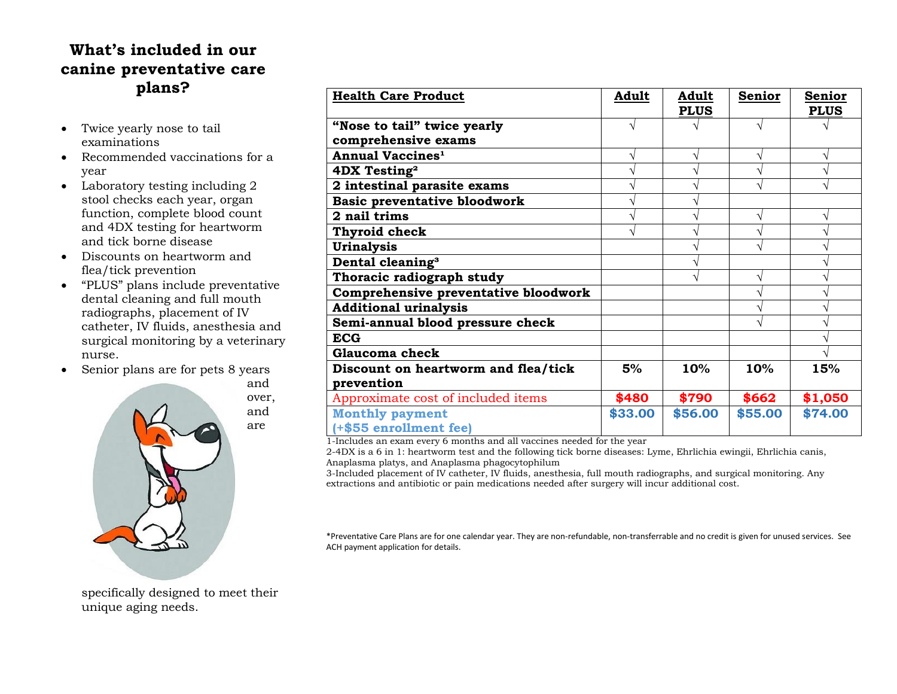## What's included in our canine preventative care plans?

- Twice yearly nose to tail examinations
- Recommended vaccinations for a year
- Laboratory testing including 2 stool checks each year, organ function, complete blood count and 4DX testing for heartworm and tick borne disease
- Discounts on heartworm and flea/tick prevention
- "PLUS" plans include preventative dental cleaning and full mouth radiographs, placement of IV catheter, IV fluids, anesthesia and surgical monitoring by a veterinary nurse.
- Senior plans are for pets 8 years and over, and are specifically designed to meet their unique aging needs.

| Health Care Product | Adult | Adult PLUS | Senior | Senior PLUS |
|---|---|---|---|---|
| "Nose to tail" twice yearly comprehensive exams | √ | √ | √ | √ |
| Annual Vaccines[1] | √ | √ | √ | √ |
| 4DX Testing[2] | √ | √ | √ | √ |
| 2 intestinal parasite exams | √ | √ | √ | √ |
| Basic preventative bloodwork | √ | √ | | |
| 2 nail trims | √ | √ | √ | √ |
| Thyroid check | √ | √ | √ | √ |
| Urinalysis | | √ | √ | √ |
| Dental cleaning[3] | | √ | | √ |
| Thoracic radiograph study | | √ | √ | √ |
| Comprehensive preventative bloodwork | | | √ | √ |
| Additional urinalysis | | | √ | √ |
| Semi-annual blood pressure check | | | √ | √ |
| ECG | | | | √ |
| Glaucoma check | | | | √ |
| Discount on heartworm and flea/tick prevention | 5% | 10% | 10% | 15% |
| Approximate cost of included items | $480 | $790 | $662 | $1,050 |
| Monthly payment (+$55 enrollment fee) | $33.00 | $56.00 | $55.00 | $74.00 |

1-Includes an exam every 6 months and all vaccines needed for the year

2-4DX is a 6 in 1: heartworm test and the following tick borne diseases: Lyme, Ehrlichia ewingii, Ehrlichia canis, Anaplasma platys, and Anaplasma phagocytophilum

3-Included placement of IV catheter, IV fluids, anesthesia, full mouth radiographs, and surgical monitoring. Any extractions and antibiotic or pain medications needed after surgery will incur additional cost.

*Preventative Care Plans are for one calendar year. They are non-refundable, non-transferrable and no credit is given for unused services. See ACH payment application for details.